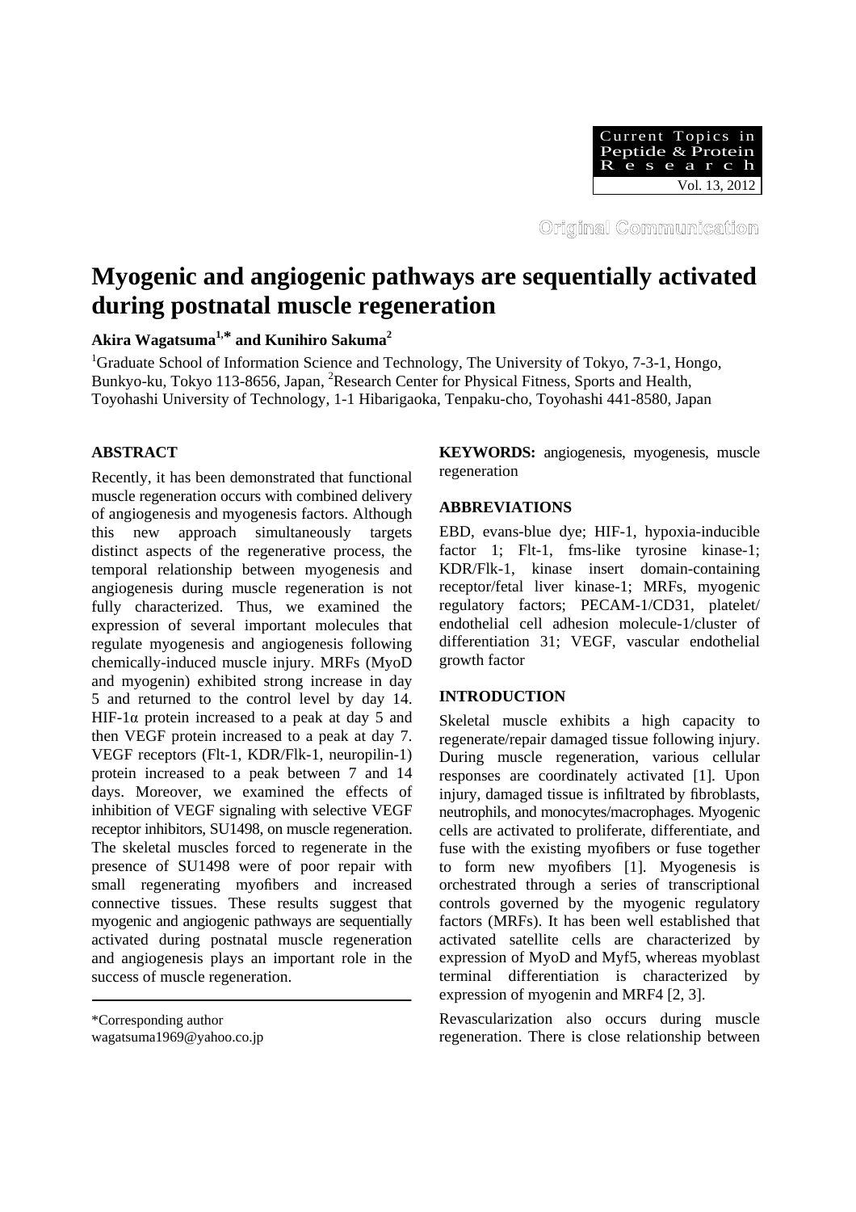Original Communication

# Myogenic and angiogenic pathways are sequentially activated during postnatal muscle regeneration

**Akira Wagatsuma[1,*] and Kunihiro Sakuma[2]**

[1]Graduate School of Information Science and Technology, The University of Tokyo, 7-3-1, Hongo, Bunkyo-ku, Tokyo 113-8656, Japan, [2]Research Center for Physical Fitness, Sports and Health, Toyohashi University of Technology, 1-1 Hibarigaoka, Tenpaku-cho, Toyohashi 441-8580, Japan

## ABSTRACT

Recently, it has been demonstrated that functional muscle regeneration occurs with combined delivery of angiogenesis and myogenesis factors. Although this new approach simultaneously targets distinct aspects of the regenerative process, the temporal relationship between myogenesis and angiogenesis during muscle regeneration is not fully characterized. Thus, we examined the expression of several important molecules that regulate myogenesis and angiogenesis following chemically-induced muscle injury. MRFs (MyoD and myogenin) exhibited strong increase in day 5 and returned to the control level by day 14. HIF-1α protein increased to a peak at day 5 and then VEGF protein increased to a peak at day 7. VEGF receptors (Flt-1, KDR/Flk-1, neuropilin-1) protein increased to a peak between 7 and 14 days. Moreover, we examined the effects of inhibition of VEGF signaling with selective VEGF receptor inhibitors, SU1498, on muscle regeneration. The skeletal muscles forced to regenerate in the presence of SU1498 were of poor repair with small regenerating myofibers and increased connective tissues. These results suggest that myogenic and angiogenic pathways are sequentially activated during postnatal muscle regeneration and angiogenesis plays an important role in the success of muscle regeneration.

*Corresponding author
wagatsuma1969@yahoo.co.jp

**KEYWORDS:** angiogenesis, myogenesis, muscle regeneration

## ABBREVIATIONS

EBD, evans-blue dye; HIF-1, hypoxia-inducible factor 1; Flt-1, fms-like tyrosine kinase-1; KDR/Flk-1, kinase insert domain-containing receptor/fetal liver kinase-1; MRFs, myogenic regulatory factors; PECAM-1/CD31, platelet/endothelial cell adhesion molecule-1/cluster of differentiation 31; VEGF, vascular endothelial growth factor

## INTRODUCTION

Skeletal muscle exhibits a high capacity to regenerate/repair damaged tissue following injury. During muscle regeneration, various cellular responses are coordinately activated [1]. Upon injury, damaged tissue is infiltrated by fibroblasts, neutrophils, and monocytes/macrophages. Myogenic cells are activated to proliferate, differentiate, and fuse with the existing myofibers or fuse together to form new myofibers [1]. Myogenesis is orchestrated through a series of transcriptional controls governed by the myogenic regulatory factors (MRFs). It has been well established that activated satellite cells are characterized by expression of MyoD and Myf5, whereas myoblast terminal differentiation is characterized by expression of myogenin and MRF4 [2, 3].

Revascularization also occurs during muscle regeneration. There is close relationship between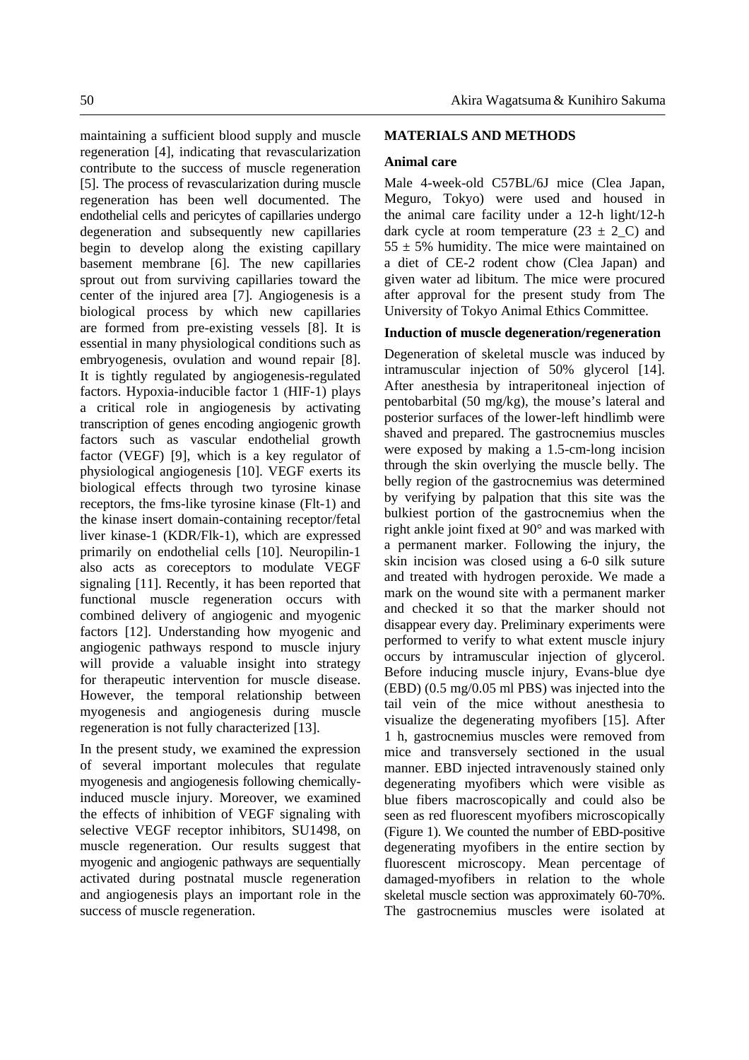maintaining a sufficient blood supply and muscle regeneration [4], indicating that revascularization contribute to the success of muscle regeneration [5]. The process of revascularization during muscle regeneration has been well documented. The endothelial cells and pericytes of capillaries undergo degeneration and subsequently new capillaries begin to develop along the existing capillary basement membrane [6]. The new capillaries sprout out from surviving capillaries toward the center of the injured area [7]. Angiogenesis is a biological process by which new capillaries are formed from pre-existing vessels [8]. It is essential in many physiological conditions such as embryogenesis, ovulation and wound repair [8]. It is tightly regulated by angiogenesis-regulated factors. Hypoxia-inducible factor 1 (HIF-1) plays a critical role in angiogenesis by activating transcription of genes encoding angiogenic growth factors such as vascular endothelial growth factor (VEGF) [9], which is a key regulator of physiological angiogenesis [10]. VEGF exerts its biological effects through two tyrosine kinase receptors, the fms-like tyrosine kinase (Flt-1) and the kinase insert domain-containing receptor/fetal liver kinase-1 (KDR/Flk-1), which are expressed primarily on endothelial cells [10]. Neuropilin-1 also acts as coreceptors to modulate VEGF signaling [11]. Recently, it has been reported that functional muscle regeneration occurs with combined delivery of angiogenic and myogenic factors [12]. Understanding how myogenic and angiogenic pathways respond to muscle injury will provide a valuable insight into strategy for therapeutic intervention for muscle disease. However, the temporal relationship between myogenesis and angiogenesis during muscle regeneration is not fully characterized [13].

In the present study, we examined the expression of several important molecules that regulate myogenesis and angiogenesis following chemically-induced muscle injury. Moreover, we examined the effects of inhibition of VEGF signaling with selective VEGF receptor inhibitors, SU1498, on muscle regeneration. Our results suggest that myogenic and angiogenic pathways are sequentially activated during postnatal muscle regeneration and angiogenesis plays an important role in the success of muscle regeneration.

## MATERIALS AND METHODS

### Animal care

Male 4-week-old C57BL/6J mice (Clea Japan, Meguro, Tokyo) were used and housed in the animal care facility under a 12-h light/12-h dark cycle at room temperature (23 ± 2_C) and 55 ± 5% humidity. The mice were maintained on a diet of CE-2 rodent chow (Clea Japan) and given water ad libitum. The mice were procured after approval for the present study from The University of Tokyo Animal Ethics Committee.

### Induction of muscle degeneration/regeneration

Degeneration of skeletal muscle was induced by intramuscular injection of 50% glycerol [14]. After anesthesia by intraperitoneal injection of pentobarbital (50 mg/kg), the mouse's lateral and posterior surfaces of the lower-left hindlimb were shaved and prepared. The gastrocnemius muscles were exposed by making a 1.5-cm-long incision through the skin overlying the muscle belly. The belly region of the gastrocnemius was determined by verifying by palpation that this site was the bulkiest portion of the gastrocnemius when the right ankle joint fixed at 90° and was marked with a permanent marker. Following the injury, the skin incision was closed using a 6-0 silk suture and treated with hydrogen peroxide. We made a mark on the wound site with a permanent marker and checked it so that the marker should not disappear every day. Preliminary experiments were performed to verify to what extent muscle injury occurs by intramuscular injection of glycerol. Before inducing muscle injury, Evans-blue dye (EBD) (0.5 mg/0.05 ml PBS) was injected into the tail vein of the mice without anesthesia to visualize the degenerating myofibers [15]. After 1 h, gastrocnemius muscles were removed from mice and transversely sectioned in the usual manner. EBD injected intravenously stained only degenerating myofibers which were visible as blue fibers macroscopically and could also be seen as red fluorescent myofibers microscopically (Figure 1). We counted the number of EBD-positive degenerating myofibers in the entire section by fluorescent microscopy. Mean percentage of damaged-myofibers in relation to the whole skeletal muscle section was approximately 60-70%. The gastrocnemius muscles were isolated at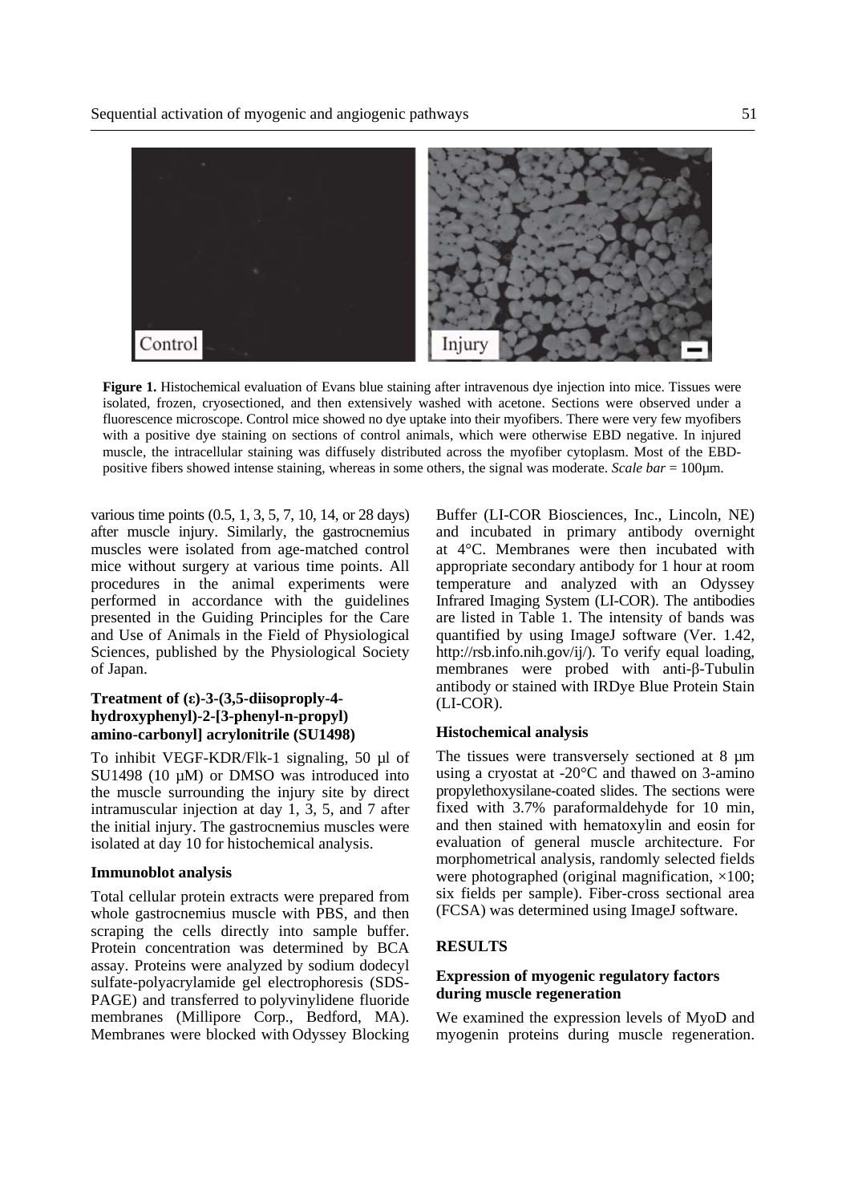**Figure 1.** Histochemical evaluation of Evans blue staining after intravenous dye injection into mice. Tissues were isolated, frozen, cryosectioned, and then extensively washed with acetone. Sections were observed under a fluorescence microscope. Control mice showed no dye uptake into their myofibers. There were very few myofibers with a positive dye staining on sections of control animals, which were otherwise EBD negative. In injured muscle, the intracellular staining was diffusely distributed across the myofiber cytoplasm. Most of the EBD-positive fibers showed intense staining, whereas in some others, the signal was moderate. *Scale bar* = 100µm.

various time points (0.5, 1, 3, 5, 7, 10, 14, or 28 days) after muscle injury. Similarly, the gastrocnemius muscles were isolated from age-matched control mice without surgery at various time points. All procedures in the animal experiments were performed in accordance with the guidelines presented in the Guiding Principles for the Care and Use of Animals in the Field of Physiological Sciences, published by the Physiological Society of Japan.

### Treatment of (ε)-3-(3,5-diisoproply-4-hydroxyphenyl)-2-[3-phenyl-n-propyl) amino-carbonyl] acrylonitrile (SU1498)

To inhibit VEGF-KDR/Flk-1 signaling, 50 µl of SU1498 (10 µM) or DMSO was introduced into the muscle surrounding the injury site by direct intramuscular injection at day 1, 3, 5, and 7 after the initial injury. The gastrocnemius muscles were isolated at day 10 for histochemical analysis.

### Immunoblot analysis

Total cellular protein extracts were prepared from whole gastrocnemius muscle with PBS, and then scraping the cells directly into sample buffer. Protein concentration was determined by BCA assay. Proteins were analyzed by sodium dodecyl sulfate-polyacrylamide gel electrophoresis (SDS-PAGE) and transferred to polyvinylidene fluoride membranes (Millipore Corp., Bedford, MA). Membranes were blocked with Odyssey Blocking Buffer (LI-COR Biosciences, Inc., Lincoln, NE) and incubated in primary antibody overnight at 4°C. Membranes were then incubated with appropriate secondary antibody for 1 hour at room temperature and analyzed with an Odyssey Infrared Imaging System (LI-COR). The antibodies are listed in Table 1. The intensity of bands was quantified by using ImageJ software (Ver. 1.42, http://rsb.info.nih.gov/ij/). To verify equal loading, membranes were probed with anti-β-Tubulin antibody or stained with IRDye Blue Protein Stain (LI-COR).

### Histochemical analysis

The tissues were transversely sectioned at 8 µm using a cryostat at -20°C and thawed on 3-amino propylethoxysilane-coated slides. The sections were fixed with 3.7% paraformaldehyde for 10 min, and then stained with hematoxylin and eosin for evaluation of general muscle architecture. For morphometrical analysis, randomly selected fields were photographed (original magnification, ×100; six fields per sample). Fiber-cross sectional area (FCSA) was determined using ImageJ software.

## RESULTS

### Expression of myogenic regulatory factors during muscle regeneration

We examined the expression levels of MyoD and myogenin proteins during muscle regeneration.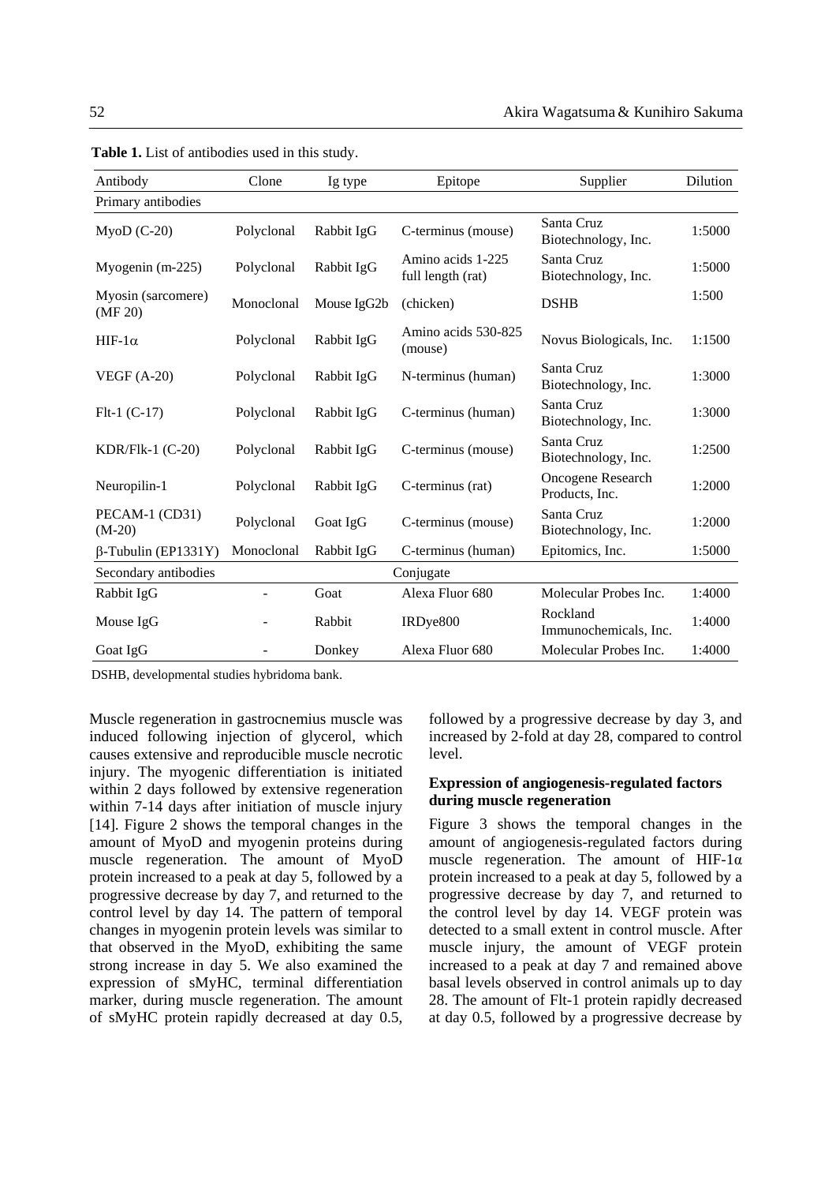**Table 1.** List of antibodies used in this study.

| Antibody | Clone | Ig type | Epitope | Supplier | Dilution |
|---|---|---|---|---|---|
| Primary antibodies | | | | | |
| MyoD (C-20) | Polyclonal | Rabbit IgG | C-terminus (mouse) | Santa Cruz Biotechnology, Inc. | 1:5000 |
| Myogenin (m-225) | Polyclonal | Rabbit IgG | Amino acids 1-225 full length (rat) | Santa Cruz Biotechnology, Inc. | 1:5000 |
| Myosin (sarcomere) (MF 20) | Monoclonal | Mouse IgG2b | (chicken) | DSHB | 1:500 |
| HIF-1α | Polyclonal | Rabbit IgG | Amino acids 530-825 (mouse) | Novus Biologicals, Inc. | 1:1500 |
| VEGF (A-20) | Polyclonal | Rabbit IgG | N-terminus (human) | Santa Cruz Biotechnology, Inc. | 1:3000 |
| Flt-1 (C-17) | Polyclonal | Rabbit IgG | C-terminus (human) | Santa Cruz Biotechnology, Inc. | 1:3000 |
| KDR/Flk-1 (C-20) | Polyclonal | Rabbit IgG | C-terminus (mouse) | Santa Cruz Biotechnology, Inc. | 1:2500 |
| Neuropilin-1 | Polyclonal | Rabbit IgG | C-terminus (rat) | Oncogene Research Products, Inc. | 1:2000 |
| PECAM-1 (CD31) (M-20) | Polyclonal | Goat IgG | C-terminus (mouse) | Santa Cruz Biotechnology, Inc. | 1:2000 |
| β-Tubulin (EP1331Y) | Monoclonal | Rabbit IgG | C-terminus (human) | Epitomics, Inc. | 1:5000 |
| Secondary antibodies | | | Conjugate | | |
| Rabbit IgG | - | Goat | Alexa Fluor 680 | Molecular Probes Inc. | 1:4000 |
| Mouse IgG | - | Rabbit | IRDye800 | Rockland Immunochemicals, Inc. | 1:4000 |
| Goat IgG | - | Donkey | Alexa Fluor 680 | Molecular Probes Inc. | 1:4000 |

DSHB, developmental studies hybridoma bank.

Muscle regeneration in gastrocnemius muscle was induced following injection of glycerol, which causes extensive and reproducible muscle necrotic injury. The myogenic differentiation is initiated within 2 days followed by extensive regeneration within 7-14 days after initiation of muscle injury [14]. Figure 2 shows the temporal changes in the amount of MyoD and myogenin proteins during muscle regeneration. The amount of MyoD protein increased to a peak at day 5, followed by a progressive decrease by day 7, and returned to the control level by day 14. The pattern of temporal changes in myogenin protein levels was similar to that observed in the MyoD, exhibiting the same strong increase in day 5. We also examined the expression of sMyHC, terminal differentiation marker, during muscle regeneration. The amount of sMyHC protein rapidly decreased at day 0.5, followed by a progressive decrease by day 3, and increased by 2-fold at day 28, compared to control level.

### Expression of angiogenesis-regulated factors during muscle regeneration

Figure 3 shows the temporal changes in the amount of angiogenesis-regulated factors during muscle regeneration. The amount of HIF-1α protein increased to a peak at day 5, followed by a progressive decrease by day 7, and returned to the control level by day 14. VEGF protein was detected to a small extent in control muscle. After muscle injury, the amount of VEGF protein increased to a peak at day 7 and remained above basal levels observed in control animals up to day 28. The amount of Flt-1 protein rapidly decreased at day 0.5, followed by a progressive decrease by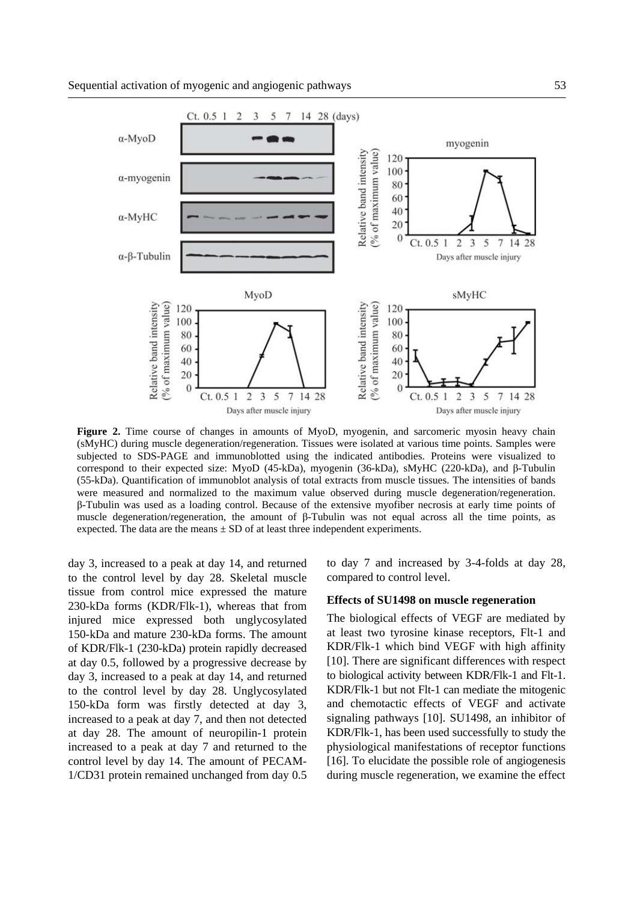**Figure 2.** Time course of changes in amounts of MyoD, myogenin, and sarcomeric myosin heavy chain (sMyHC) during muscle degeneration/regeneration. Tissues were isolated at various time points. Samples were subjected to SDS-PAGE and immunoblotted using the indicated antibodies. Proteins were visualized to correspond to their expected size: MyoD (45-kDa), myogenin (36-kDa), sMyHC (220-kDa), and β-Tubulin (55-kDa). Quantification of immunoblot analysis of total extracts from muscle tissues. The intensities of bands were measured and normalized to the maximum value observed during muscle degeneration/regeneration. β-Tubulin was used as a loading control. Because of the extensive myofiber necrosis at early time points of muscle degeneration/regeneration, the amount of β-Tubulin was not equal across all the time points, as expected. The data are the means ± SD of at least three independent experiments.

day 3, increased to a peak at day 14, and returned to the control level by day 28. Skeletal muscle tissue from control mice expressed the mature 230-kDa forms (KDR/Flk-1), whereas that from injured mice expressed both unglycosylated 150-kDa and mature 230-kDa forms. The amount of KDR/Flk-1 (230-kDa) protein rapidly decreased at day 0.5, followed by a progressive decrease by day 3, increased to a peak at day 14, and returned to the control level by day 28. Unglycosylated 150-kDa form was firstly detected at day 3, increased to a peak at day 7, and then not detected at day 28. The amount of neuropilin-1 protein increased to a peak at day 7 and returned to the control level by day 14. The amount of PECAM-1/CD31 protein remained unchanged from day 0.5 to day 7 and increased by 3-4-folds at day 28, compared to control level.

### Effects of SU1498 on muscle regeneration

The biological effects of VEGF are mediated by at least two tyrosine kinase receptors, Flt-1 and KDR/Flk-1 which bind VEGF with high affinity [10]. There are significant differences with respect to biological activity between KDR/Flk-1 and Flt-1. KDR/Flk-1 but not Flt-1 can mediate the mitogenic and chemotactic effects of VEGF and activate signaling pathways [10]. SU1498, an inhibitor of KDR/Flk-1, has been used successfully to study the physiological manifestations of receptor functions [16]. To elucidate the possible role of angiogenesis during muscle regeneration, we examine the effect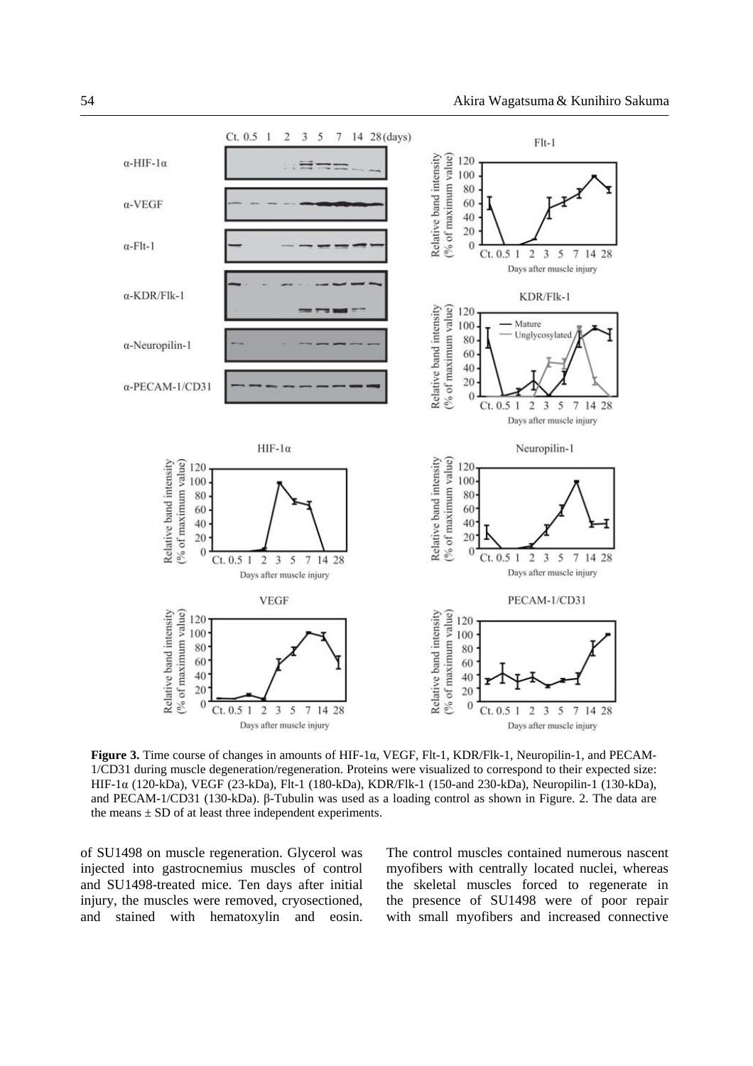**Figure 3.** Time course of changes in amounts of HIF-1α, VEGF, Flt-1, KDR/Flk-1, Neuropilin-1, and PECAM-1/CD31 during muscle degeneration/regeneration. Proteins were visualized to correspond to their expected size: HIF-1α (120-kDa), VEGF (23-kDa), Flt-1 (180-kDa), KDR/Flk-1 (150-and 230-kDa), Neuropilin-1 (130-kDa), and PECAM-1/CD31 (130-kDa). β-Tubulin was used as a loading control as shown in Figure. 2. The data are the means ± SD of at least three independent experiments.

of SU1498 on muscle regeneration. Glycerol was injected into gastrocnemius muscles of control and SU1498-treated mice. Ten days after initial injury, the muscles were removed, cryosectioned, and stained with hematoxylin and eosin. The control muscles contained numerous nascent myofibers with centrally located nuclei, whereas the skeletal muscles forced to regenerate in the presence of SU1498 were of poor repair with small myofibers and increased connective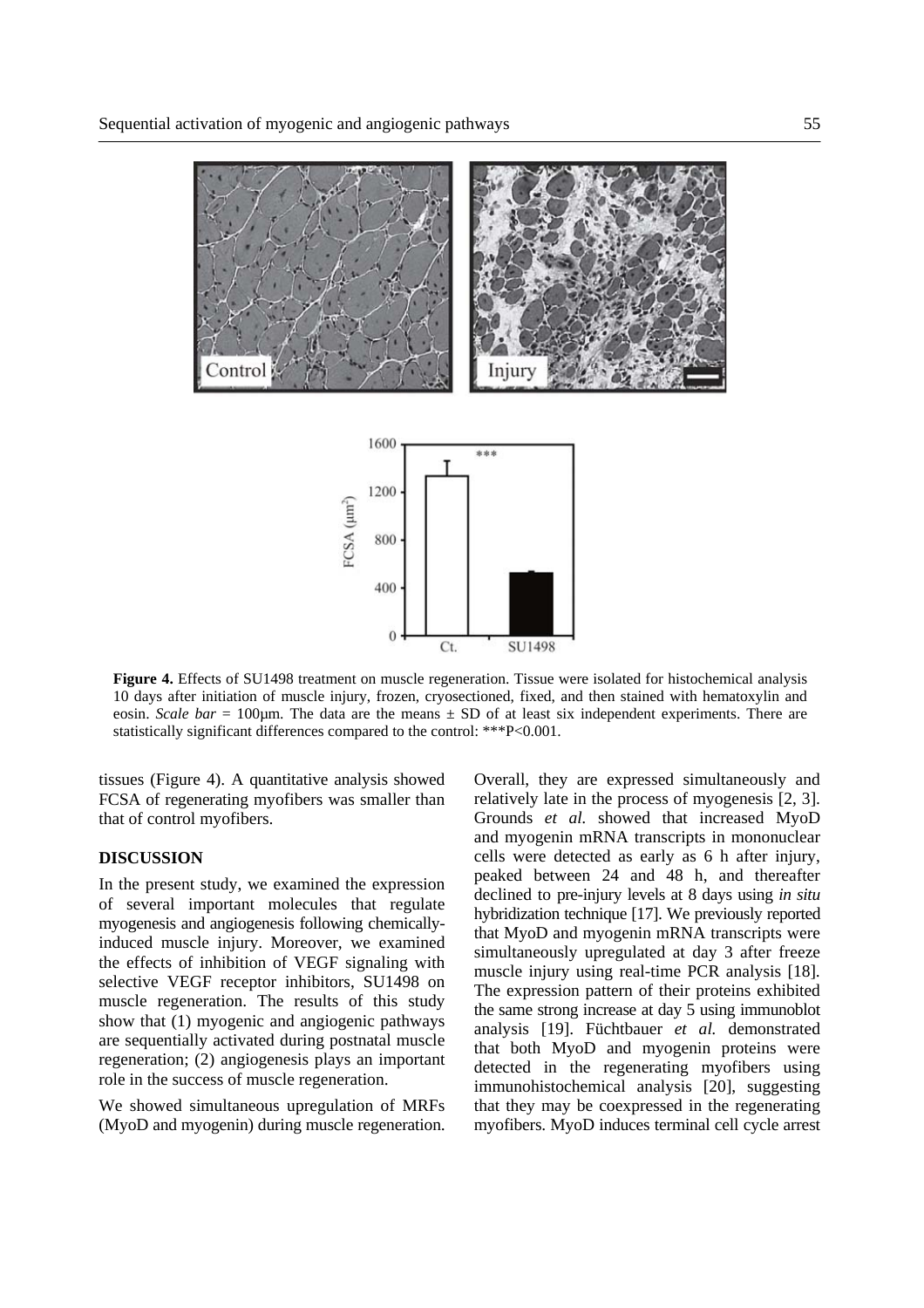**Figure 4.** Effects of SU1498 treatment on muscle regeneration. Tissue were isolated for histochemical analysis 10 days after initiation of muscle injury, frozen, cryosectioned, fixed, and then stained with hematoxylin and eosin. *Scale bar* = 100μm. The data are the means ± SD of at least six independent experiments. There are statistically significant differences compared to the control: ***P<0.001.

tissues (Figure 4). A quantitative analysis showed FCSA of regenerating myofibers was smaller than that of control myofibers.

## DISCUSSION

In the present study, we examined the expression of several important molecules that regulate myogenesis and angiogenesis following chemically-induced muscle injury. Moreover, we examined the effects of inhibition of VEGF signaling with selective VEGF receptor inhibitors, SU1498 on muscle regeneration. The results of this study show that (1) myogenic and angiogenic pathways are sequentially activated during postnatal muscle regeneration; (2) angiogenesis plays an important role in the success of muscle regeneration.

We showed simultaneous upregulation of MRFs (MyoD and myogenin) during muscle regeneration. Overall, they are expressed simultaneously and relatively late in the process of myogenesis [2, 3]. Grounds *et al.* showed that increased MyoD and myogenin mRNA transcripts in mononuclear cells were detected as early as 6 h after injury, peaked between 24 and 48 h, and thereafter declined to pre-injury levels at 8 days using *in situ* hybridization technique [17]. We previously reported that MyoD and myogenin mRNA transcripts were simultaneously upregulated at day 3 after freeze muscle injury using real-time PCR analysis [18]. The expression pattern of their proteins exhibited the same strong increase at day 5 using immunoblot analysis [19]. Füchtbauer *et al.* demonstrated that both MyoD and myogenin proteins were detected in the regenerating myofibers using immunohistochemical analysis [20], suggesting that they may be coexpressed in the regenerating myofibers. MyoD induces terminal cell cycle arrest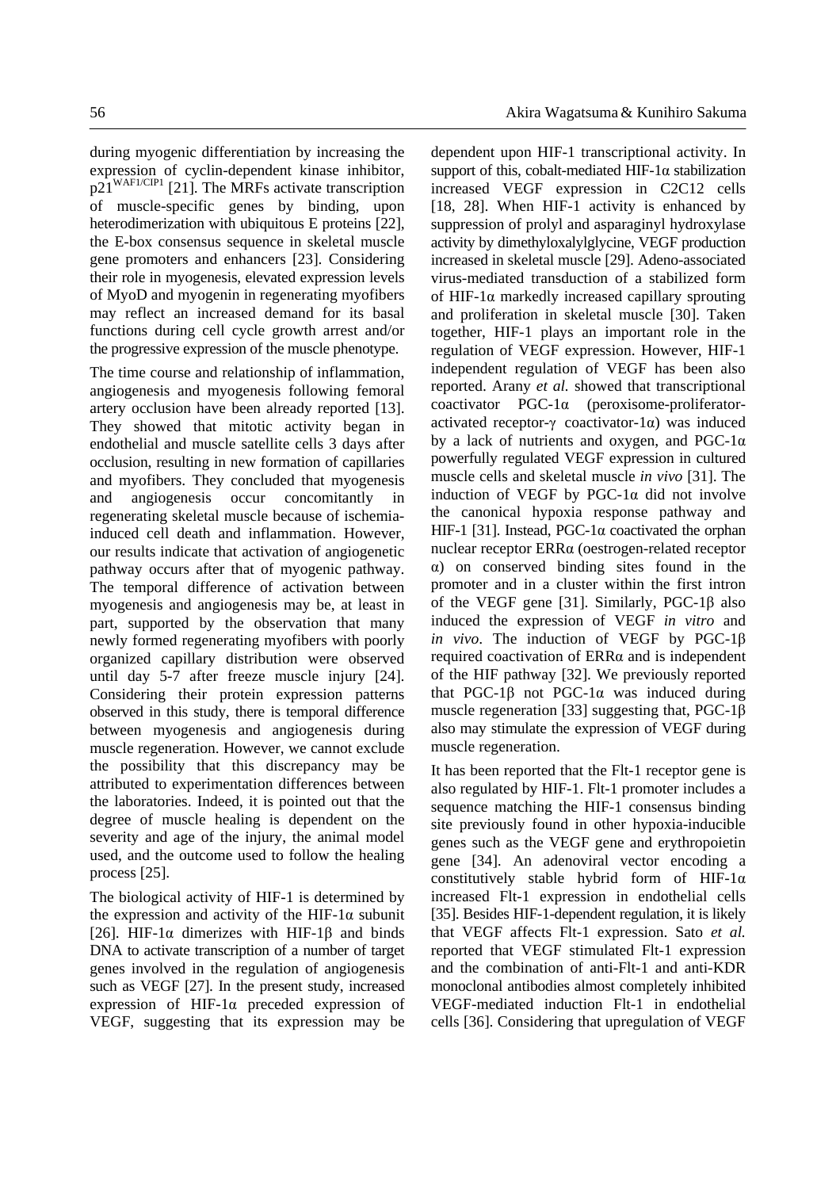during myogenic differentiation by increasing the expression of cyclin-dependent kinase inhibitor, p21[WAF1/CIP1] [21]. The MRFs activate transcription of muscle-specific genes by binding, upon heterodimerization with ubiquitous E proteins [22], the E-box consensus sequence in skeletal muscle gene promoters and enhancers [23]. Considering their role in myogenesis, elevated expression levels of MyoD and myogenin in regenerating myofibers may reflect an increased demand for its basal functions during cell cycle growth arrest and/or the progressive expression of the muscle phenotype.

The time course and relationship of inflammation, angiogenesis and myogenesis following femoral artery occlusion have been already reported [13]. They showed that mitotic activity began in endothelial and muscle satellite cells 3 days after occlusion, resulting in new formation of capillaries and myofibers. They concluded that myogenesis and angiogenesis occur concomitantly in regenerating skeletal muscle because of ischemia-induced cell death and inflammation. However, our results indicate that activation of angiogenetic pathway occurs after that of myogenic pathway. The temporal difference of activation between myogenesis and angiogenesis may be, at least in part, supported by the observation that many newly formed regenerating myofibers with poorly organized capillary distribution were observed until day 5-7 after freeze muscle injury [24]. Considering their protein expression patterns observed in this study, there is temporal difference between myogenesis and angiogenesis during muscle regeneration. However, we cannot exclude the possibility that this discrepancy may be attributed to experimentation differences between the laboratories. Indeed, it is pointed out that the degree of muscle healing is dependent on the severity and age of the injury, the animal model used, and the outcome used to follow the healing process [25].

The biological activity of HIF-1 is determined by the expression and activity of the HIF-1α subunit [26]. HIF-1α dimerizes with HIF-1β and binds DNA to activate transcription of a number of target genes involved in the regulation of angiogenesis such as VEGF [27]. In the present study, increased expression of HIF-1α preceded expression of VEGF, suggesting that its expression may be dependent upon HIF-1 transcriptional activity. In support of this, cobalt-mediated HIF-1α stabilization increased VEGF expression in C2C12 cells [18, 28]. When HIF-1 activity is enhanced by suppression of prolyl and asparaginyl hydroxylase activity by dimethyloxalylglycine, VEGF production increased in skeletal muscle [29]. Adeno-associated virus-mediated transduction of a stabilized form of HIF-1α markedly increased capillary sprouting and proliferation in skeletal muscle [30]. Taken together, HIF-1 plays an important role in the regulation of VEGF expression. However, HIF-1 independent regulation of VEGF has been also reported. Arany *et al.* showed that transcriptional coactivator PGC-1α (peroxisome-proliferator-activated receptor-γ coactivator-1α) was induced by a lack of nutrients and oxygen, and PGC-1α powerfully regulated VEGF expression in cultured muscle cells and skeletal muscle *in vivo* [31]. The induction of VEGF by PGC-1α did not involve the canonical hypoxia response pathway and HIF-1 [31]. Instead, PGC-1α coactivated the orphan nuclear receptor ERRα (oestrogen-related receptor α) on conserved binding sites found in the promoter and in a cluster within the first intron of the VEGF gene [31]. Similarly, PGC-1β also induced the expression of VEGF *in vitro* and *in vivo*. The induction of VEGF by PGC-1β required coactivation of ERRα and is independent of the HIF pathway [32]. We previously reported that PGC-1β not PGC-1α was induced during muscle regeneration [33] suggesting that, PGC-1β also may stimulate the expression of VEGF during muscle regeneration.

It has been reported that the Flt-1 receptor gene is also regulated by HIF-1. Flt-1 promoter includes a sequence matching the HIF-1 consensus binding site previously found in other hypoxia-inducible genes such as the VEGF gene and erythropoietin gene [34]. An adenoviral vector encoding a constitutively stable hybrid form of HIF-1α increased Flt-1 expression in endothelial cells [35]. Besides HIF-1-dependent regulation, it is likely that VEGF affects Flt-1 expression. Sato *et al.* reported that VEGF stimulated Flt-1 expression and the combination of anti-Flt-1 and anti-KDR monoclonal antibodies almost completely inhibited VEGF-mediated induction Flt-1 in endothelial cells [36]. Considering that upregulation of VEGF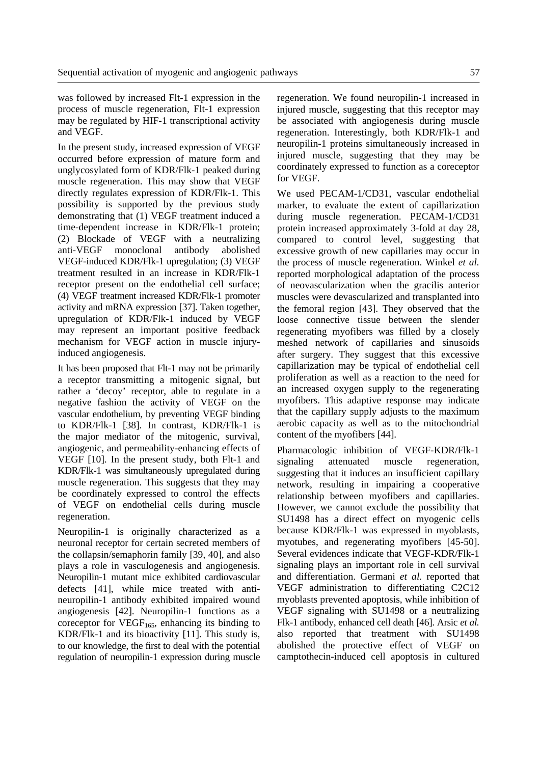was followed by increased Flt-1 expression in the process of muscle regeneration, Flt-1 expression may be regulated by HIF-1 transcriptional activity and VEGF.

In the present study, increased expression of VEGF occurred before expression of mature form and unglycosylated form of KDR/Flk-1 peaked during muscle regeneration. This may show that VEGF directly regulates expression of KDR/Flk-1. This possibility is supported by the previous study demonstrating that (1) VEGF treatment induced a time-dependent increase in KDR/Flk-1 protein; (2) Blockade of VEGF with a neutralizing anti-VEGF monoclonal antibody abolished VEGF-induced KDR/Flk-1 upregulation; (3) VEGF treatment resulted in an increase in KDR/Flk-1 receptor present on the endothelial cell surface; (4) VEGF treatment increased KDR/Flk-1 promoter activity and mRNA expression [37]. Taken together, upregulation of KDR/Flk-1 induced by VEGF may represent an important positive feedback mechanism for VEGF action in muscle injury-induced angiogenesis.

It has been proposed that Flt-1 may not be primarily a receptor transmitting a mitogenic signal, but rather a 'decoy' receptor, able to regulate in a negative fashion the activity of VEGF on the vascular endothelium, by preventing VEGF binding to KDR/Flk-1 [38]. In contrast, KDR/Flk-1 is the major mediator of the mitogenic, survival, angiogenic, and permeability-enhancing effects of VEGF [10]. In the present study, both Flt-1 and KDR/Flk-1 was simultaneously upregulated during muscle regeneration. This suggests that they may be coordinately expressed to control the effects of VEGF on endothelial cells during muscle regeneration.

Neuropilin-1 is originally characterized as a neuronal receptor for certain secreted members of the collapsin/semaphorin family [39, 40], and also plays a role in vasculogenesis and angiogenesis. Neuropilin-1 mutant mice exhibited cardiovascular defects [41], while mice treated with anti-neuropilin-1 antibody exhibited impaired wound angiogenesis [42]. Neuropilin-1 functions as a coreceptor for $VEGF_{165}$, enhancing its binding to KDR/Flk-1 and its bioactivity [11]. This study is, to our knowledge, the first to deal with the potential regulation of neuropilin-1 expression during muscle regeneration. We found neuropilin-1 increased in injured muscle, suggesting that this receptor may be associated with angiogenesis during muscle regeneration. Interestingly, both KDR/Flk-1 and neuropilin-1 proteins simultaneously increased in injured muscle, suggesting that they may be coordinately expressed to function as a coreceptor for VEGF.

We used PECAM-1/CD31, vascular endothelial marker, to evaluate the extent of capillarization during muscle regeneration. PECAM-1/CD31 protein increased approximately 3-fold at day 28, compared to control level, suggesting that excessive growth of new capillaries may occur in the process of muscle regeneration. Winkel *et al.* reported morphological adaptation of the process of neovascularization when the gracilis anterior muscles were devascularized and transplanted into the femoral region [43]. They observed that the loose connective tissue between the slender regenerating myofibers was filled by a closely meshed network of capillaries and sinusoids after surgery. They suggest that this excessive capillarization may be typical of endothelial cell proliferation as well as a reaction to the need for an increased oxygen supply to the regenerating myofibers. This adaptive response may indicate that the capillary supply adjusts to the maximum aerobic capacity as well as to the mitochondrial content of the myofibers [44].

Pharmacologic inhibition of VEGF-KDR/Flk-1 signaling attenuated muscle regeneration, suggesting that it induces an insufficient capillary network, resulting in impairing a cooperative relationship between myofibers and capillaries. However, we cannot exclude the possibility that SU1498 has a direct effect on myogenic cells because KDR/Flk-1 was expressed in myoblasts, myotubes, and regenerating myofibers [45-50]. Several evidences indicate that VEGF-KDR/Flk-1 signaling plays an important role in cell survival and differentiation. Germani *et al.* reported that VEGF administration to differentiating C2C12 myoblasts prevented apoptosis, while inhibition of VEGF signaling with SU1498 or a neutralizing Flk-1 antibody, enhanced cell death [46]. Arsic *et al.* also reported that treatment with SU1498 abolished the protective effect of VEGF on camptothecin-induced cell apoptosis in cultured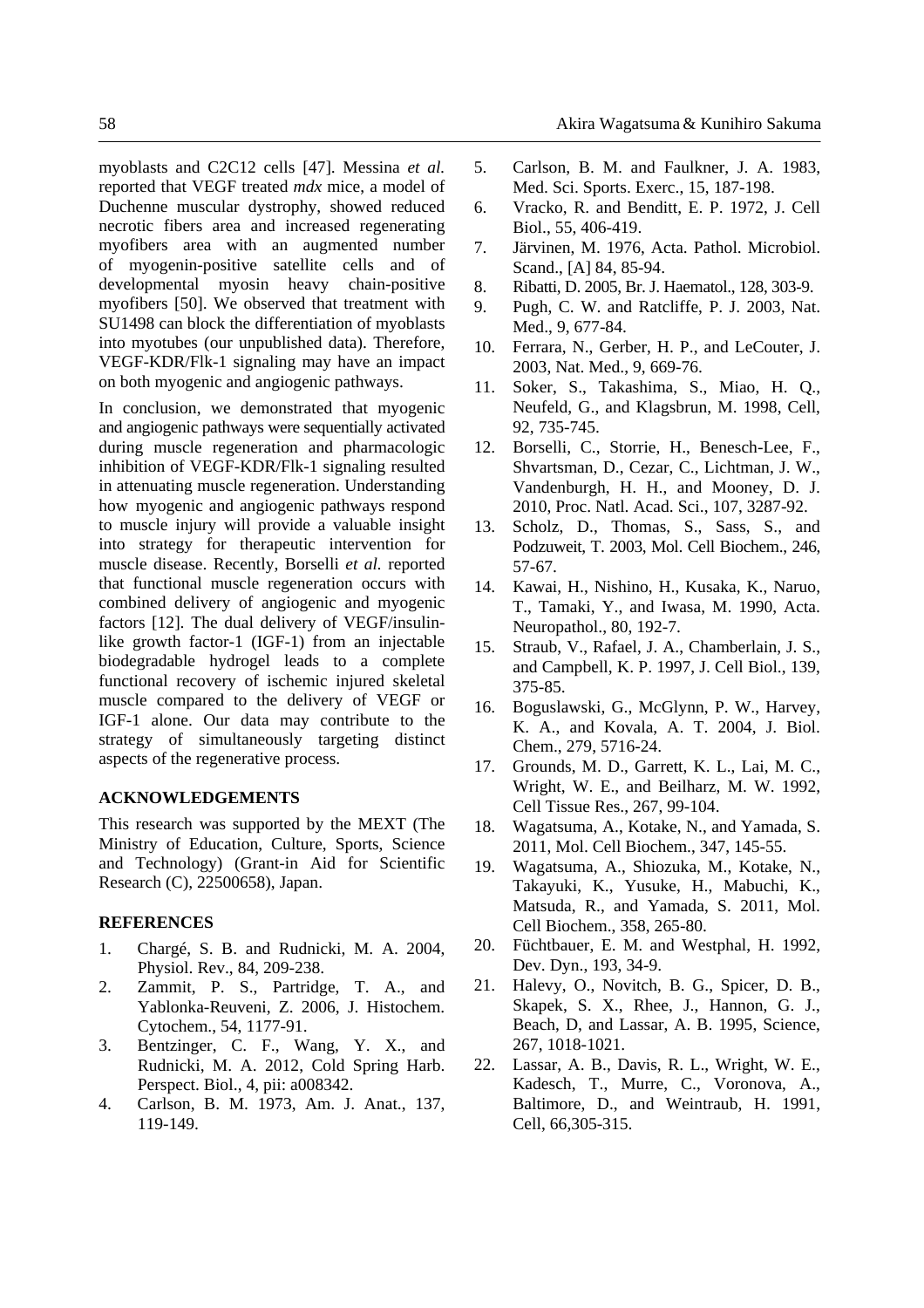myoblasts and C2C12 cells [47]. Messina *et al.* reported that VEGF treated *mdx* mice, a model of Duchenne muscular dystrophy, showed reduced necrotic fibers area and increased regenerating myofibers area with an augmented number of myogenin-positive satellite cells and of developmental myosin heavy chain-positive myofibers [50]. We observed that treatment with SU1498 can block the differentiation of myoblasts into myotubes (our unpublished data). Therefore, VEGF-KDR/Flk-1 signaling may have an impact on both myogenic and angiogenic pathways.

In conclusion, we demonstrated that myogenic and angiogenic pathways were sequentially activated during muscle regeneration and pharmacologic inhibition of VEGF-KDR/Flk-1 signaling resulted in attenuating muscle regeneration. Understanding how myogenic and angiogenic pathways respond to muscle injury will provide a valuable insight into strategy for therapeutic intervention for muscle disease. Recently, Borselli *et al.* reported that functional muscle regeneration occurs with combined delivery of angiogenic and myogenic factors [12]. The dual delivery of VEGF/insulin-like growth factor-1 (IGF-1) from an injectable biodegradable hydrogel leads to a complete functional recovery of ischemic injured skeletal muscle compared to the delivery of VEGF or IGF-1 alone. Our data may contribute to the strategy of simultaneously targeting distinct aspects of the regenerative process.

## ACKNOWLEDGEMENTS

This research was supported by the MEXT (The Ministry of Education, Culture, Sports, Science and Technology) (Grant-in Aid for Scientific Research (C), 22500658), Japan.

## REFERENCES

1. Chargé, S. B. and Rudnicki, M. A. 2004, Physiol. Rev., 84, 209-238.
2. Zammit, P. S., Partridge, T. A., and Yablonka-Reuveni, Z. 2006, J. Histochem. Cytochem., 54, 1177-91.
3. Bentzinger, C. F., Wang, Y. X., and Rudnicki, M. A. 2012, Cold Spring Harb. Perspect. Biol., 4, pii: a008342.
4. Carlson, B. M. 1973, Am. J. Anat., 137, 119-149.
5. Carlson, B. M. and Faulkner, J. A. 1983, Med. Sci. Sports. Exerc., 15, 187-198.
6. Vracko, R. and Benditt, E. P. 1972, J. Cell Biol., 55, 406-419.
7. Järvinen, M. 1976, Acta. Pathol. Microbiol. Scand., [A] 84, 85-94.
8. Ribatti, D. 2005, Br. J. Haematol., 128, 303-9.
9. Pugh, C. W. and Ratcliffe, P. J. 2003, Nat. Med., 9, 677-84.
10. Ferrara, N., Gerber, H. P., and LeCouter, J. 2003, Nat. Med., 9, 669-76.
11. Soker, S., Takashima, S., Miao, H. Q., Neufeld, G., and Klagsbrun, M. 1998, Cell, 92, 735-745.
12. Borselli, C., Storrie, H., Benesch-Lee, F., Shvartsman, D., Cezar, C., Lichtman, J. W., Vandenburgh, H. H., and Mooney, D. J. 2010, Proc. Natl. Acad. Sci., 107, 3287-92.
13. Scholz, D., Thomas, S., Sass, S., and Podzuweit, T. 2003, Mol. Cell Biochem., 246, 57-67.
14. Kawai, H., Nishino, H., Kusaka, K., Naruo, T., Tamaki, Y., and Iwasa, M. 1990, Acta. Neuropathol., 80, 192-7.
15. Straub, V., Rafael, J. A., Chamberlain, J. S., and Campbell, K. P. 1997, J. Cell Biol., 139, 375-85.
16. Boguslawski, G., McGlynn, P. W., Harvey, K. A., and Kovala, A. T. 2004, J. Biol. Chem., 279, 5716-24.
17. Grounds, M. D., Garrett, K. L., Lai, M. C., Wright, W. E., and Beilharz, M. W. 1992, Cell Tissue Res., 267, 99-104.
18. Wagatsuma, A., Kotake, N., and Yamada, S. 2011, Mol. Cell Biochem., 347, 145-55.
19. Wagatsuma, A., Shiozuka, M., Kotake, N., Takayuki, K., Yusuke, H., Mabuchi, K., Matsuda, R., and Yamada, S. 2011, Mol. Cell Biochem., 358, 265-80.
20. Füchtbauer, E. M. and Westphal, H. 1992, Dev. Dyn., 193, 34-9.
21. Halevy, O., Novitch, B. G., Spicer, D. B., Skapek, S. X., Rhee, J., Hannon, G. J., Beach, D, and Lassar, A. B. 1995, Science, 267, 1018-1021.
22. Lassar, A. B., Davis, R. L., Wright, W. E., Kadesch, T., Murre, C., Voronova, A., Baltimore, D., and Weintraub, H. 1991, Cell, 66,305-315.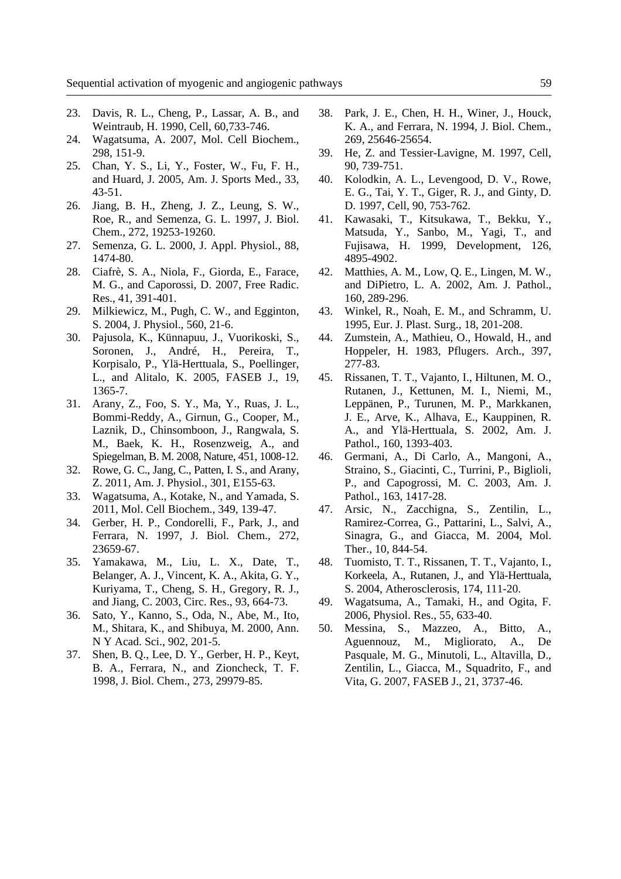23. Davis, R. L., Cheng, P., Lassar, A. B., and Weintraub, H. 1990, Cell, 60,733-746.
24. Wagatsuma, A. 2007, Mol. Cell Biochem., 298, 151-9.
25. Chan, Y. S., Li, Y., Foster, W., Fu, F. H., and Huard, J. 2005, Am. J. Sports Med., 33, 43-51.
26. Jiang, B. H., Zheng, J. Z., Leung, S. W., Roe, R., and Semenza, G. L. 1997, J. Biol. Chem., 272, 19253-19260.
27. Semenza, G. L. 2000, J. Appl. Physiol., 88, 1474-80.
28. Ciafrè, S. A., Niola, F., Giorda, E., Farace, M. G., and Caporossi, D. 2007, Free Radic. Res., 41, 391-401.
29. Milkiewicz, M., Pugh, C. W., and Egginton, S. 2004, J. Physiol., 560, 21-6.
30. Pajusola, K., Künnapuu, J., Vuorikoski, S., Soronen, J., André, H., Pereira, T., Korpisalo, P., Ylä-Herttuala, S., Poellinger, L., and Alitalo, K. 2005, FASEB J., 19, 1365-7.
31. Arany, Z., Foo, S. Y., Ma, Y., Ruas, J. L., Bommi-Reddy, A., Girnun, G., Cooper, M., Laznik, D., Chinsomboon, J., Rangwala, S. M., Baek, K. H., Rosenzweig, A., and Spiegelman, B. M. 2008, Nature, 451, 1008-12.
32. Rowe, G. C., Jang, C., Patten, I. S., and Arany, Z. 2011, Am. J. Physiol., 301, E155-63.
33. Wagatsuma, A., Kotake, N., and Yamada, S. 2011, Mol. Cell Biochem., 349, 139-47.
34. Gerber, H. P., Condorelli, F., Park, J., and Ferrara, N. 1997, J. Biol. Chem., 272, 23659-67.
35. Yamakawa, M., Liu, L. X., Date, T., Belanger, A. J., Vincent, K. A., Akita, G. Y., Kuriyama, T., Cheng, S. H., Gregory, R. J., and Jiang, C. 2003, Circ. Res., 93, 664-73.
36. Sato, Y., Kanno, S., Oda, N., Abe, M., Ito, M., Shitara, K., and Shibuya, M. 2000, Ann. N Y Acad. Sci., 902, 201-5.
37. Shen, B. Q., Lee, D. Y., Gerber, H. P., Keyt, B. A., Ferrara, N., and Zioncheck, T. F. 1998, J. Biol. Chem., 273, 29979-85.
38. Park, J. E., Chen, H. H., Winer, J., Houck, K. A., and Ferrara, N. 1994, J. Biol. Chem., 269, 25646-25654.
39. He, Z. and Tessier-Lavigne, M. 1997, Cell, 90, 739-751.
40. Kolodkin, A. L., Levengood, D. V., Rowe, E. G., Tai, Y. T., Giger, R. J., and Ginty, D. D. 1997, Cell, 90, 753-762.
41. Kawasaki, T., Kitsukawa, T., Bekku, Y., Matsuda, Y., Sanbo, M., Yagi, T., and Fujisawa, H. 1999, Development, 126, 4895-4902.
42. Matthies, A. M., Low, Q. E., Lingen, M. W., and DiPietro, L. A. 2002, Am. J. Pathol., 160, 289-296.
43. Winkel, R., Noah, E. M., and Schramm, U. 1995, Eur. J. Plast. Surg., 18, 201-208.
44. Zumstein, A., Mathieu, O., Howald, H., and Hoppeler, H. 1983, Pflugers. Arch., 397, 277-83.
45. Rissanen, T. T., Vajanto, I., Hiltunen, M. O., Rutanen, J., Kettunen, M. I., Niemi, M., Leppänen, P., Turunen, M. P., Markkanen, J. E., Arve, K., Alhava, E., Kauppinen, R. A., and Ylä-Herttuala, S. 2002, Am. J. Pathol., 160, 1393-403.
46. Germani, A., Di Carlo, A., Mangoni, A., Straino, S., Giacinti, C., Turrini, P., Biglioli, P., and Capogrossi, M. C. 2003, Am. J. Pathol., 163, 1417-28.
47. Arsic, N., Zacchigna, S., Zentilin, L., Ramirez-Correa, G., Pattarini, L., Salvi, A., Sinagra, G., and Giacca, M. 2004, Mol. Ther., 10, 844-54.
48. Tuomisto, T. T., Rissanen, T. T., Vajanto, I., Korkeela, A., Rutanen, J., and Ylä-Herttuala, S. 2004, Atherosclerosis, 174, 111-20.
49. Wagatsuma, A., Tamaki, H., and Ogita, F. 2006, Physiol. Res., 55, 633-40.
50. Messina, S., Mazzeo, A., Bitto, A., Aguennouz, M., Migliorato, A., De Pasquale, M. G., Minutoli, L., Altavilla, D., Zentilin, L., Giacca, M., Squadrito, F., and Vita, G. 2007, FASEB J., 21, 3737-46.